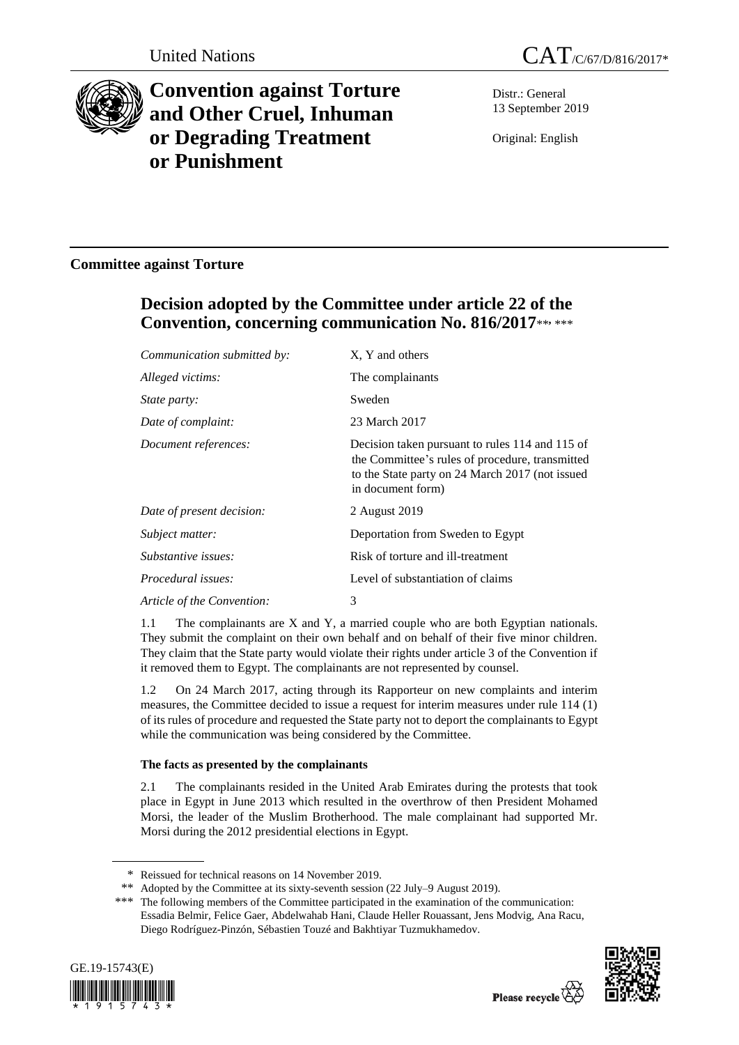United Nations CAT/C/67/D/816/2017*

# Convention against Torture and Other Cruel, Inhuman or Degrading Treatment or Punishment

Distr.: General
13 September 2019

Original: English

## Committee against Torture

## Decision adopted by the Committee under article 22 of the Convention, concerning communication No. 816/2017**, ***

| | |
|---|---|
| *Communication submitted by:* | X, Y and others |
| *Alleged victims:* | The complainants |
| *State party:* | Sweden |
| *Date of complaint:* | 23 March 2017 |
| *Document references:* | Decision taken pursuant to rules 114 and 115 of the Committee's rules of procedure, transmitted to the State party on 24 March 2017 (not issued in document form) |
| *Date of present decision:* | 2 August 2019 |
| *Subject matter:* | Deportation from Sweden to Egypt |
| *Substantive issues:* | Risk of torture and ill-treatment |
| *Procedural issues:* | Level of substantiation of claims |
| *Article of the Convention:* | 3 |

1.1 The complainants are X and Y, a married couple who are both Egyptian nationals. They submit the complaint on their own behalf and on behalf of their five minor children. They claim that the State party would violate their rights under article 3 of the Convention if it removed them to Egypt. The complainants are not represented by counsel.

1.2 On 24 March 2017, acting through its Rapporteur on new complaints and interim measures, the Committee decided to issue a request for interim measures under rule 114 (1) of its rules of procedure and requested the State party not to deport the complainants to Egypt while the communication was being considered by the Committee.

### The facts as presented by the complainants

2.1 The complainants resided in the United Arab Emirates during the protests that took place in Egypt in June 2013 which resulted in the overthrow of then President Mohamed Morsi, the leader of the Muslim Brotherhood. The male complainant had supported Mr. Morsi during the 2012 presidential elections in Egypt.

\* Reissued for technical reasons on 14 November 2019.

\*\* Adopted by the Committee at its sixty-seventh session (22 July–9 August 2019).

\*\*\* The following members of the Committee participated in the examination of the communication: Essadia Belmir, Felice Gaer, Abdelwahab Hani, Claude Heller Rouassant, Jens Modvig, Ana Racu, Diego Rodríguez-Pinzón, Sébastien Touzé and Bakhtiyar Tuzmukhamedov.

GE.19-15743(E)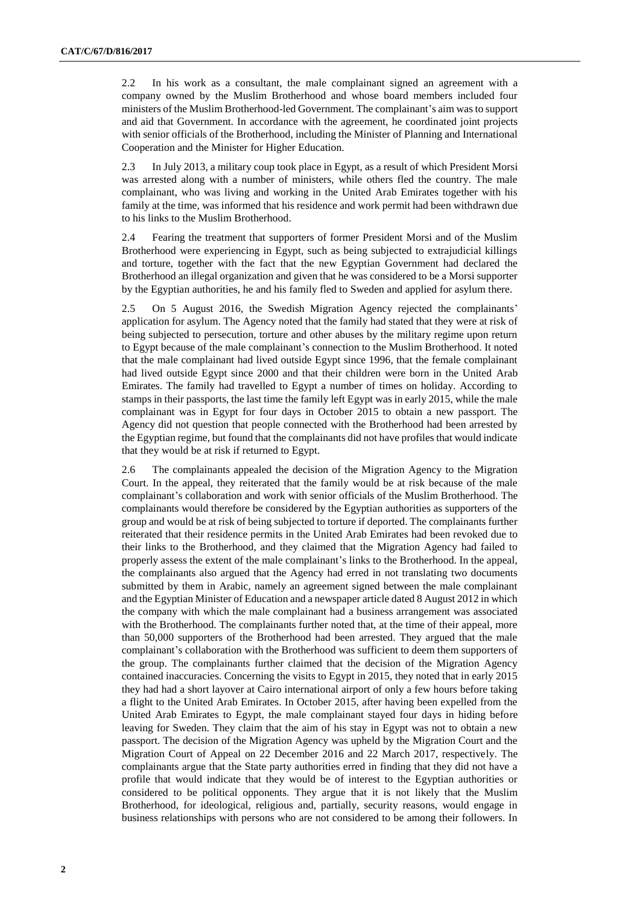2.2 In his work as a consultant, the male complainant signed an agreement with a company owned by the Muslim Brotherhood and whose board members included four ministers of the Muslim Brotherhood-led Government. The complainant's aim was to support and aid that Government. In accordance with the agreement, he coordinated joint projects with senior officials of the Brotherhood, including the Minister of Planning and International Cooperation and the Minister for Higher Education.

2.3 In July 2013, a military coup took place in Egypt, as a result of which President Morsi was arrested along with a number of ministers, while others fled the country. The male complainant, who was living and working in the United Arab Emirates together with his family at the time, was informed that his residence and work permit had been withdrawn due to his links to the Muslim Brotherhood.

2.4 Fearing the treatment that supporters of former President Morsi and of the Muslim Brotherhood were experiencing in Egypt, such as being subjected to extrajudicial killings and torture, together with the fact that the new Egyptian Government had declared the Brotherhood an illegal organization and given that he was considered to be a Morsi supporter by the Egyptian authorities, he and his family fled to Sweden and applied for asylum there.

2.5 On 5 August 2016, the Swedish Migration Agency rejected the complainants' application for asylum. The Agency noted that the family had stated that they were at risk of being subjected to persecution, torture and other abuses by the military regime upon return to Egypt because of the male complainant's connection to the Muslim Brotherhood. It noted that the male complainant had lived outside Egypt since 1996, that the female complainant had lived outside Egypt since 2000 and that their children were born in the United Arab Emirates. The family had travelled to Egypt a number of times on holiday. According to stamps in their passports, the last time the family left Egypt was in early 2015, while the male complainant was in Egypt for four days in October 2015 to obtain a new passport. The Agency did not question that people connected with the Brotherhood had been arrested by the Egyptian regime, but found that the complainants did not have profiles that would indicate that they would be at risk if returned to Egypt.

2.6 The complainants appealed the decision of the Migration Agency to the Migration Court. In the appeal, they reiterated that the family would be at risk because of the male complainant's collaboration and work with senior officials of the Muslim Brotherhood. The complainants would therefore be considered by the Egyptian authorities as supporters of the group and would be at risk of being subjected to torture if deported. The complainants further reiterated that their residence permits in the United Arab Emirates had been revoked due to their links to the Brotherhood, and they claimed that the Migration Agency had failed to properly assess the extent of the male complainant's links to the Brotherhood. In the appeal, the complainants also argued that the Agency had erred in not translating two documents submitted by them in Arabic, namely an agreement signed between the male complainant and the Egyptian Minister of Education and a newspaper article dated 8 August 2012 in which the company with which the male complainant had a business arrangement was associated with the Brotherhood. The complainants further noted that, at the time of their appeal, more than 50,000 supporters of the Brotherhood had been arrested. They argued that the male complainant's collaboration with the Brotherhood was sufficient to deem them supporters of the group. The complainants further claimed that the decision of the Migration Agency contained inaccuracies. Concerning the visits to Egypt in 2015, they noted that in early 2015 they had had a short layover at Cairo international airport of only a few hours before taking a flight to the United Arab Emirates. In October 2015, after having been expelled from the United Arab Emirates to Egypt, the male complainant stayed four days in hiding before leaving for Sweden. They claim that the aim of his stay in Egypt was not to obtain a new passport. The decision of the Migration Agency was upheld by the Migration Court and the Migration Court of Appeal on 22 December 2016 and 22 March 2017, respectively. The complainants argue that the State party authorities erred in finding that they did not have a profile that would indicate that they would be of interest to the Egyptian authorities or considered to be political opponents. They argue that it is not likely that the Muslim Brotherhood, for ideological, religious and, partially, security reasons, would engage in business relationships with persons who are not considered to be among their followers. In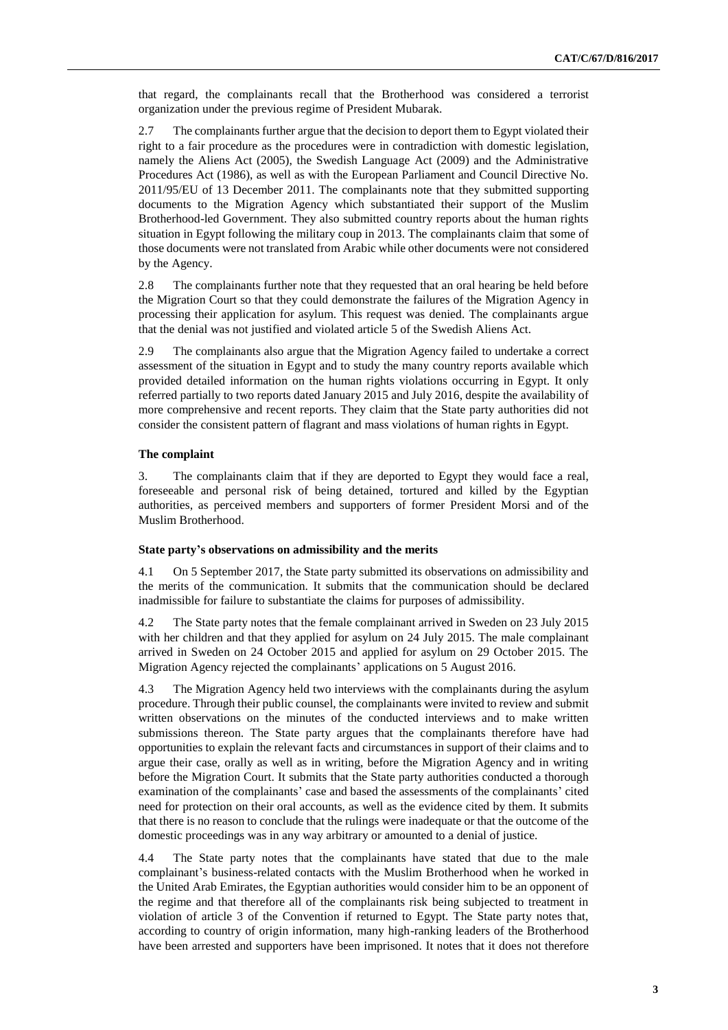that regard, the complainants recall that the Brotherhood was considered a terrorist organization under the previous regime of President Mubarak.

2.7 The complainants further argue that the decision to deport them to Egypt violated their right to a fair procedure as the procedures were in contradiction with domestic legislation, namely the Aliens Act (2005), the Swedish Language Act (2009) and the Administrative Procedures Act (1986), as well as with the European Parliament and Council Directive No. 2011/95/EU of 13 December 2011. The complainants note that they submitted supporting documents to the Migration Agency which substantiated their support of the Muslim Brotherhood-led Government. They also submitted country reports about the human rights situation in Egypt following the military coup in 2013. The complainants claim that some of those documents were not translated from Arabic while other documents were not considered by the Agency.

2.8 The complainants further note that they requested that an oral hearing be held before the Migration Court so that they could demonstrate the failures of the Migration Agency in processing their application for asylum. This request was denied. The complainants argue that the denial was not justified and violated article 5 of the Swedish Aliens Act.

2.9 The complainants also argue that the Migration Agency failed to undertake a correct assessment of the situation in Egypt and to study the many country reports available which provided detailed information on the human rights violations occurring in Egypt. It only referred partially to two reports dated January 2015 and July 2016, despite the availability of more comprehensive and recent reports. They claim that the State party authorities did not consider the consistent pattern of flagrant and mass violations of human rights in Egypt.

### The complaint

3. The complainants claim that if they are deported to Egypt they would face a real, foreseeable and personal risk of being detained, tortured and killed by the Egyptian authorities, as perceived members and supporters of former President Morsi and of the Muslim Brotherhood.

### State party's observations on admissibility and the merits

4.1 On 5 September 2017, the State party submitted its observations on admissibility and the merits of the communication. It submits that the communication should be declared inadmissible for failure to substantiate the claims for purposes of admissibility.

4.2 The State party notes that the female complainant arrived in Sweden on 23 July 2015 with her children and that they applied for asylum on 24 July 2015. The male complainant arrived in Sweden on 24 October 2015 and applied for asylum on 29 October 2015. The Migration Agency rejected the complainants' applications on 5 August 2016.

4.3 The Migration Agency held two interviews with the complainants during the asylum procedure. Through their public counsel, the complainants were invited to review and submit written observations on the minutes of the conducted interviews and to make written submissions thereon. The State party argues that the complainants therefore have had opportunities to explain the relevant facts and circumstances in support of their claims and to argue their case, orally as well as in writing, before the Migration Agency and in writing before the Migration Court. It submits that the State party authorities conducted a thorough examination of the complainants' case and based the assessments of the complainants' cited need for protection on their oral accounts, as well as the evidence cited by them. It submits that there is no reason to conclude that the rulings were inadequate or that the outcome of the domestic proceedings was in any way arbitrary or amounted to a denial of justice.

4.4 The State party notes that the complainants have stated that due to the male complainant's business-related contacts with the Muslim Brotherhood when he worked in the United Arab Emirates, the Egyptian authorities would consider him to be an opponent of the regime and that therefore all of the complainants risk being subjected to treatment in violation of article 3 of the Convention if returned to Egypt. The State party notes that, according to country of origin information, many high-ranking leaders of the Brotherhood have been arrested and supporters have been imprisoned. It notes that it does not therefore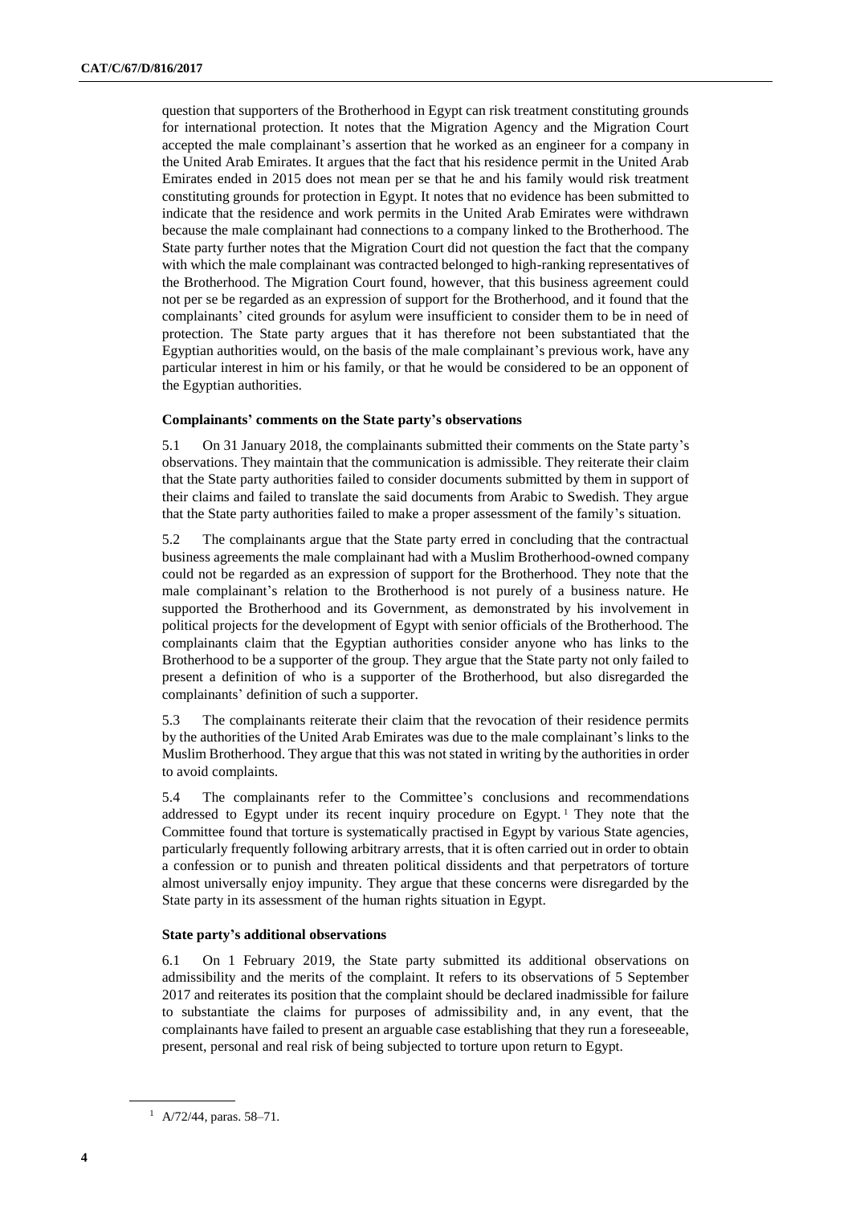question that supporters of the Brotherhood in Egypt can risk treatment constituting grounds for international protection. It notes that the Migration Agency and the Migration Court accepted the male complainant's assertion that he worked as an engineer for a company in the United Arab Emirates. It argues that the fact that his residence permit in the United Arab Emirates ended in 2015 does not mean per se that he and his family would risk treatment constituting grounds for protection in Egypt. It notes that no evidence has been submitted to indicate that the residence and work permits in the United Arab Emirates were withdrawn because the male complainant had connections to a company linked to the Brotherhood. The State party further notes that the Migration Court did not question the fact that the company with which the male complainant was contracted belonged to high-ranking representatives of the Brotherhood. The Migration Court found, however, that this business agreement could not per se be regarded as an expression of support for the Brotherhood, and it found that the complainants' cited grounds for asylum were insufficient to consider them to be in need of protection. The State party argues that it has therefore not been substantiated that the Egyptian authorities would, on the basis of the male complainant's previous work, have any particular interest in him or his family, or that he would be considered to be an opponent of the Egyptian authorities.

### Complainants' comments on the State party's observations

5.1 On 31 January 2018, the complainants submitted their comments on the State party's observations. They maintain that the communication is admissible. They reiterate their claim that the State party authorities failed to consider documents submitted by them in support of their claims and failed to translate the said documents from Arabic to Swedish. They argue that the State party authorities failed to make a proper assessment of the family's situation.

5.2 The complainants argue that the State party erred in concluding that the contractual business agreements the male complainant had with a Muslim Brotherhood-owned company could not be regarded as an expression of support for the Brotherhood. They note that the male complainant's relation to the Brotherhood is not purely of a business nature. He supported the Brotherhood and its Government, as demonstrated by his involvement in political projects for the development of Egypt with senior officials of the Brotherhood. The complainants claim that the Egyptian authorities consider anyone who has links to the Brotherhood to be a supporter of the group. They argue that the State party not only failed to present a definition of who is a supporter of the Brotherhood, but also disregarded the complainants' definition of such a supporter.

5.3 The complainants reiterate their claim that the revocation of their residence permits by the authorities of the United Arab Emirates was due to the male complainant's links to the Muslim Brotherhood. They argue that this was not stated in writing by the authorities in order to avoid complaints.

5.4 The complainants refer to the Committee's conclusions and recommendations addressed to Egypt under its recent inquiry procedure on Egypt.[1] They note that the Committee found that torture is systematically practised in Egypt by various State agencies, particularly frequently following arbitrary arrests, that it is often carried out in order to obtain a confession or to punish and threaten political dissidents and that perpetrators of torture almost universally enjoy impunity. They argue that these concerns were disregarded by the State party in its assessment of the human rights situation in Egypt.

### State party's additional observations

6.1 On 1 February 2019, the State party submitted its additional observations on admissibility and the merits of the complaint. It refers to its observations of 5 September 2017 and reiterates its position that the complaint should be declared inadmissible for failure to substantiate the claims for purposes of admissibility and, in any event, that the complainants have failed to present an arguable case establishing that they run a foreseeable, present, personal and real risk of being subjected to torture upon return to Egypt.

[1] A/72/44, paras. 58–71.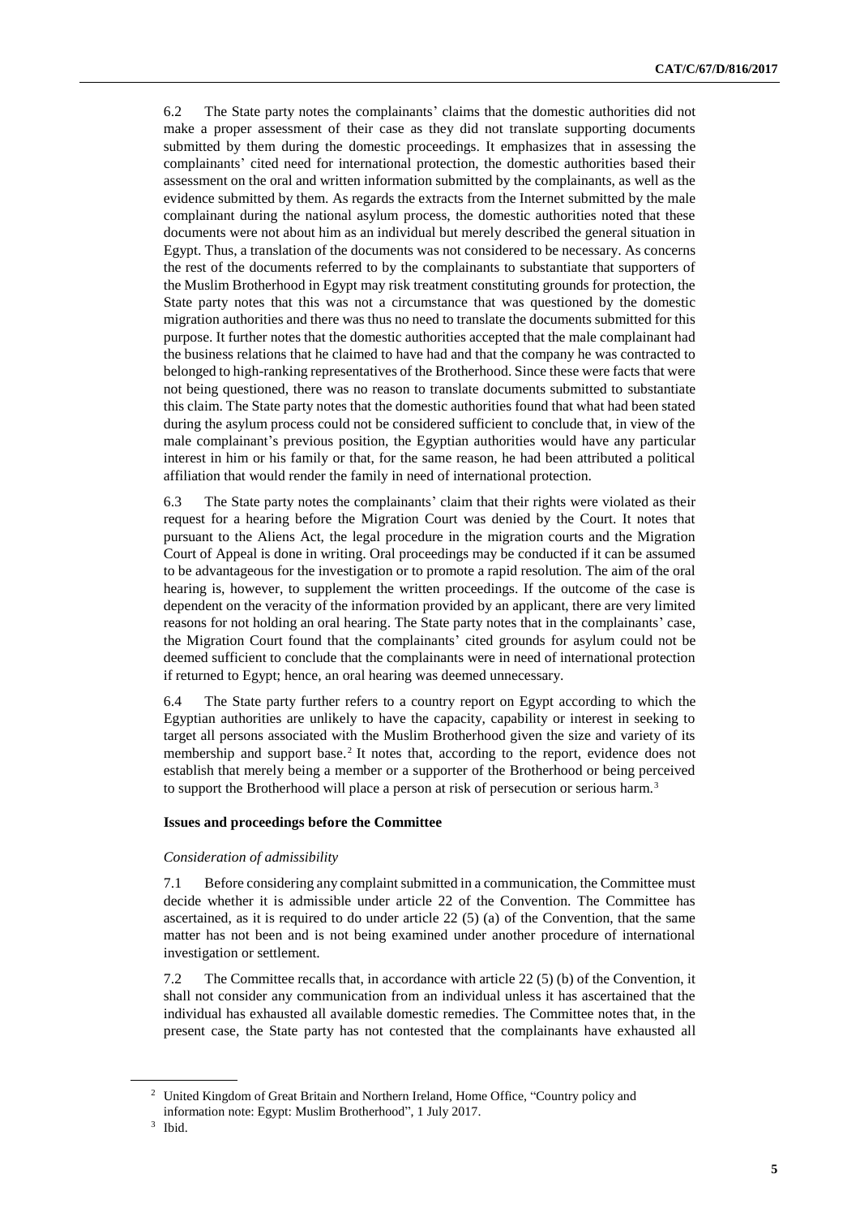6.2 The State party notes the complainants' claims that the domestic authorities did not make a proper assessment of their case as they did not translate supporting documents submitted by them during the domestic proceedings. It emphasizes that in assessing the complainants' cited need for international protection, the domestic authorities based their assessment on the oral and written information submitted by the complainants, as well as the evidence submitted by them. As regards the extracts from the Internet submitted by the male complainant during the national asylum process, the domestic authorities noted that these documents were not about him as an individual but merely described the general situation in Egypt. Thus, a translation of the documents was not considered to be necessary. As concerns the rest of the documents referred to by the complainants to substantiate that supporters of the Muslim Brotherhood in Egypt may risk treatment constituting grounds for protection, the State party notes that this was not a circumstance that was questioned by the domestic migration authorities and there was thus no need to translate the documents submitted for this purpose. It further notes that the domestic authorities accepted that the male complainant had the business relations that he claimed to have had and that the company he was contracted to belonged to high-ranking representatives of the Brotherhood. Since these were facts that were not being questioned, there was no reason to translate documents submitted to substantiate this claim. The State party notes that the domestic authorities found that what had been stated during the asylum process could not be considered sufficient to conclude that, in view of the male complainant's previous position, the Egyptian authorities would have any particular interest in him or his family or that, for the same reason, he had been attributed a political affiliation that would render the family in need of international protection.

6.3 The State party notes the complainants' claim that their rights were violated as their request for a hearing before the Migration Court was denied by the Court. It notes that pursuant to the Aliens Act, the legal procedure in the migration courts and the Migration Court of Appeal is done in writing. Oral proceedings may be conducted if it can be assumed to be advantageous for the investigation or to promote a rapid resolution. The aim of the oral hearing is, however, to supplement the written proceedings. If the outcome of the case is dependent on the veracity of the information provided by an applicant, there are very limited reasons for not holding an oral hearing. The State party notes that in the complainants' case, the Migration Court found that the complainants' cited grounds for asylum could not be deemed sufficient to conclude that the complainants were in need of international protection if returned to Egypt; hence, an oral hearing was deemed unnecessary.

6.4 The State party further refers to a country report on Egypt according to which the Egyptian authorities are unlikely to have the capacity, capability or interest in seeking to target all persons associated with the Muslim Brotherhood given the size and variety of its membership and support base.[2] It notes that, according to the report, evidence does not establish that merely being a member or a supporter of the Brotherhood or being perceived to support the Brotherhood will place a person at risk of persecution or serious harm.[3]

### Issues and proceedings before the Committee

*Consideration of admissibility*

7.1 Before considering any complaint submitted in a communication, the Committee must decide whether it is admissible under article 22 of the Convention. The Committee has ascertained, as it is required to do under article 22 (5) (a) of the Convention, that the same matter has not been and is not being examined under another procedure of international investigation or settlement.

7.2 The Committee recalls that, in accordance with article 22 (5) (b) of the Convention, it shall not consider any communication from an individual unless it has ascertained that the individual has exhausted all available domestic remedies. The Committee notes that, in the present case, the State party has not contested that the complainants have exhausted all

[2] United Kingdom of Great Britain and Northern Ireland, Home Office, "Country policy and information note: Egypt: Muslim Brotherhood", 1 July 2017.

[3] Ibid.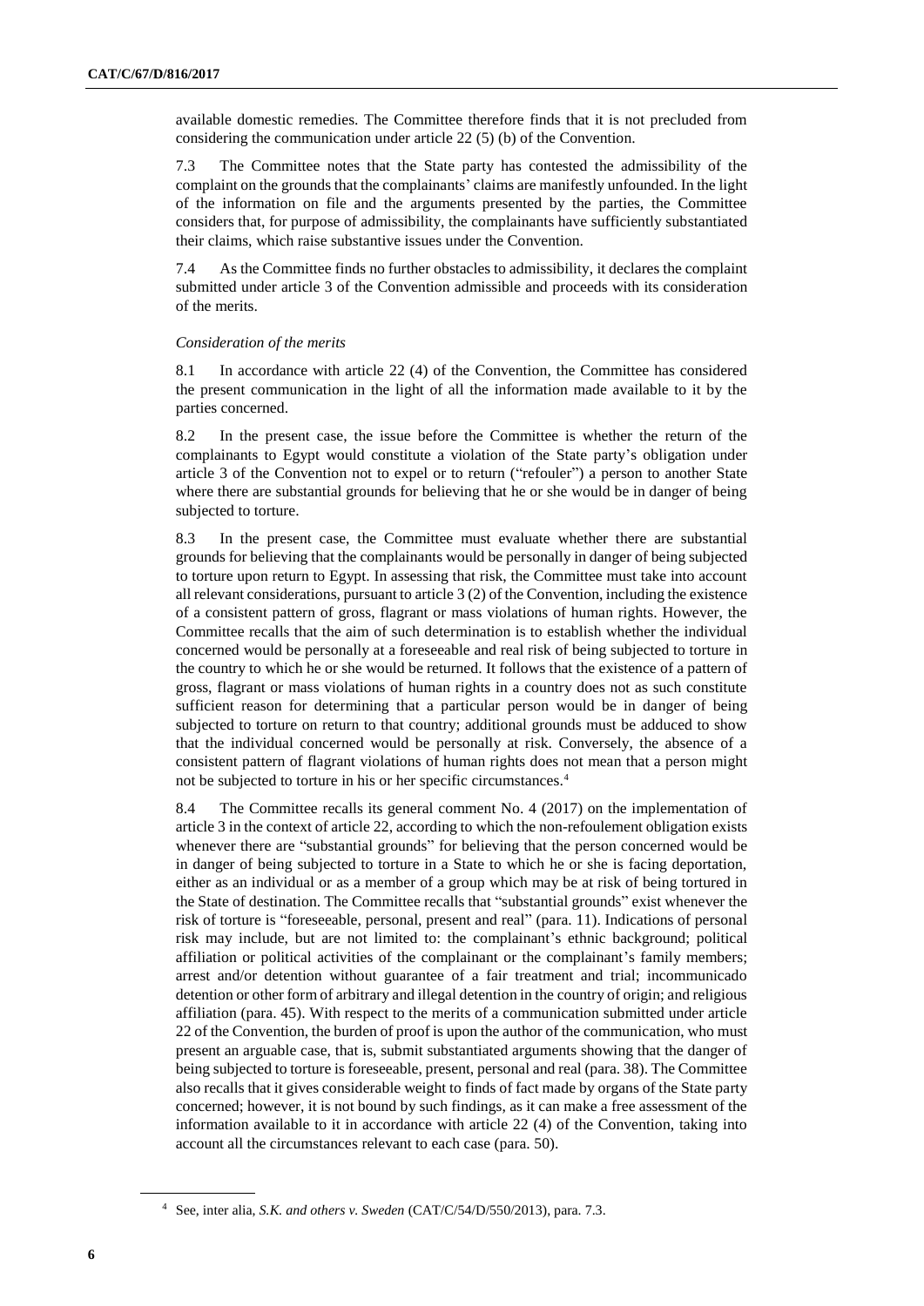available domestic remedies. The Committee therefore finds that it is not precluded from considering the communication under article 22 (5) (b) of the Convention.

7.3 The Committee notes that the State party has contested the admissibility of the complaint on the grounds that the complainants' claims are manifestly unfounded. In the light of the information on file and the arguments presented by the parties, the Committee considers that, for purpose of admissibility, the complainants have sufficiently substantiated their claims, which raise substantive issues under the Convention.

7.4 As the Committee finds no further obstacles to admissibility, it declares the complaint submitted under article 3 of the Convention admissible and proceeds with its consideration of the merits.

*Consideration of the merits*

8.1 In accordance with article 22 (4) of the Convention, the Committee has considered the present communication in the light of all the information made available to it by the parties concerned.

8.2 In the present case, the issue before the Committee is whether the return of the complainants to Egypt would constitute a violation of the State party's obligation under article 3 of the Convention not to expel or to return ("refouler") a person to another State where there are substantial grounds for believing that he or she would be in danger of being subjected to torture.

8.3 In the present case, the Committee must evaluate whether there are substantial grounds for believing that the complainants would be personally in danger of being subjected to torture upon return to Egypt. In assessing that risk, the Committee must take into account all relevant considerations, pursuant to article 3 (2) of the Convention, including the existence of a consistent pattern of gross, flagrant or mass violations of human rights. However, the Committee recalls that the aim of such determination is to establish whether the individual concerned would be personally at a foreseeable and real risk of being subjected to torture in the country to which he or she would be returned. It follows that the existence of a pattern of gross, flagrant or mass violations of human rights in a country does not as such constitute sufficient reason for determining that a particular person would be in danger of being subjected to torture on return to that country; additional grounds must be adduced to show that the individual concerned would be personally at risk. Conversely, the absence of a consistent pattern of flagrant violations of human rights does not mean that a person might not be subjected to torture in his or her specific circumstances.[4]

8.4 The Committee recalls its general comment No. 4 (2017) on the implementation of article 3 in the context of article 22, according to which the non-refoulement obligation exists whenever there are "substantial grounds" for believing that the person concerned would be in danger of being subjected to torture in a State to which he or she is facing deportation, either as an individual or as a member of a group which may be at risk of being tortured in the State of destination. The Committee recalls that "substantial grounds" exist whenever the risk of torture is "foreseeable, personal, present and real" (para. 11). Indications of personal risk may include, but are not limited to: the complainant's ethnic background; political affiliation or political activities of the complainant or the complainant's family members; arrest and/or detention without guarantee of a fair treatment and trial; incommunicado detention or other form of arbitrary and illegal detention in the country of origin; and religious affiliation (para. 45). With respect to the merits of a communication submitted under article 22 of the Convention, the burden of proof is upon the author of the communication, who must present an arguable case, that is, submit substantiated arguments showing that the danger of being subjected to torture is foreseeable, present, personal and real (para. 38). The Committee also recalls that it gives considerable weight to finds of fact made by organs of the State party concerned; however, it is not bound by such findings, as it can make a free assessment of the information available to it in accordance with article 22 (4) of the Convention, taking into account all the circumstances relevant to each case (para. 50).

[4] See, inter alia, *S.K. and others v. Sweden* (CAT/C/54/D/550/2013), para. 7.3.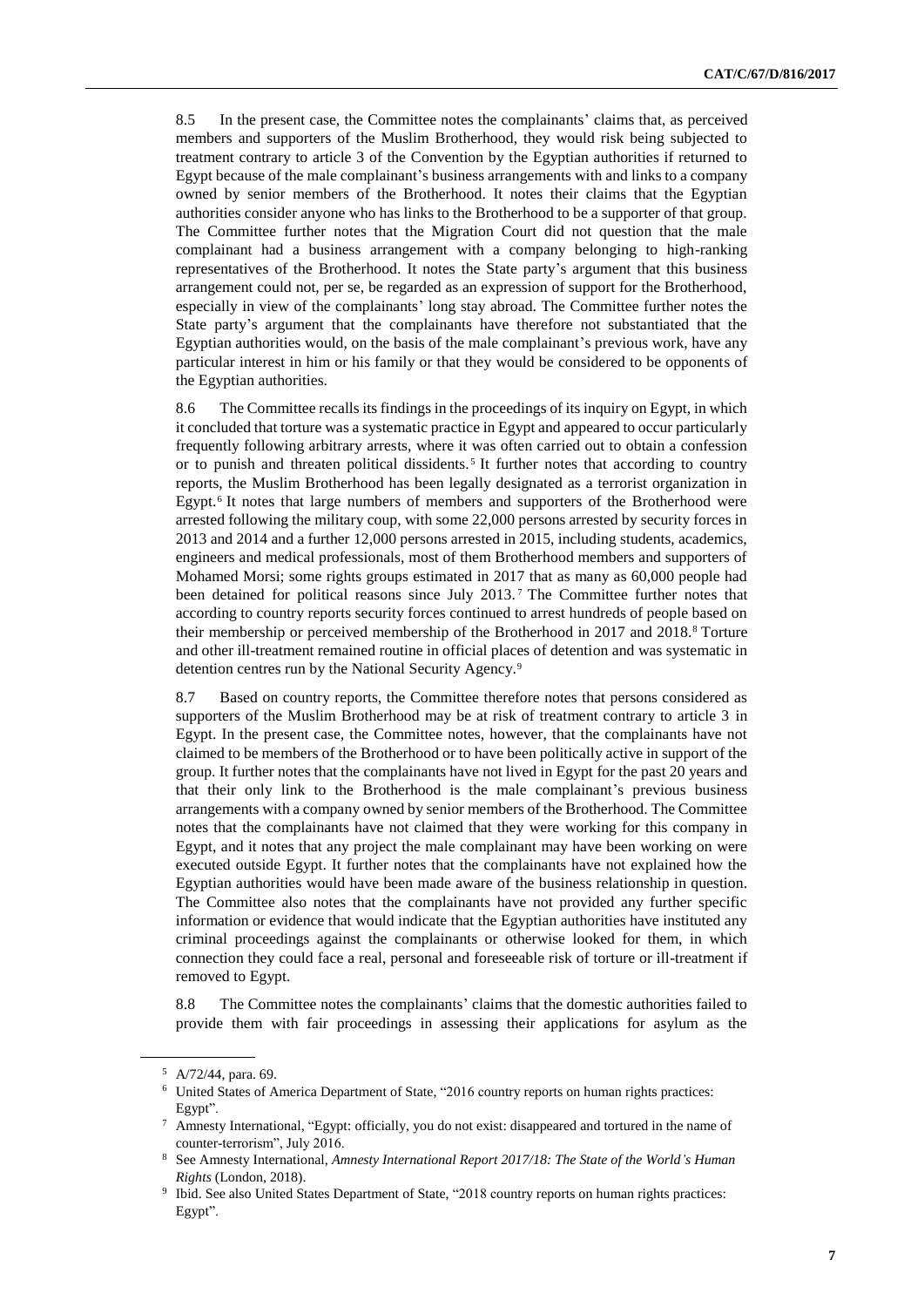8.5 In the present case, the Committee notes the complainants' claims that, as perceived members and supporters of the Muslim Brotherhood, they would risk being subjected to treatment contrary to article 3 of the Convention by the Egyptian authorities if returned to Egypt because of the male complainant's business arrangements with and links to a company owned by senior members of the Brotherhood. It notes their claims that the Egyptian authorities consider anyone who has links to the Brotherhood to be a supporter of that group. The Committee further notes that the Migration Court did not question that the male complainant had a business arrangement with a company belonging to high-ranking representatives of the Brotherhood. It notes the State party's argument that this business arrangement could not, per se, be regarded as an expression of support for the Brotherhood, especially in view of the complainants' long stay abroad. The Committee further notes the State party's argument that the complainants have therefore not substantiated that the Egyptian authorities would, on the basis of the male complainant's previous work, have any particular interest in him or his family or that they would be considered to be opponents of the Egyptian authorities.

8.6 The Committee recalls its findings in the proceedings of its inquiry on Egypt, in which it concluded that torture was a systematic practice in Egypt and appeared to occur particularly frequently following arbitrary arrests, where it was often carried out to obtain a confession or to punish and threaten political dissidents.[5] It further notes that according to country reports, the Muslim Brotherhood has been legally designated as a terrorist organization in Egypt.[6] It notes that large numbers of members and supporters of the Brotherhood were arrested following the military coup, with some 22,000 persons arrested by security forces in 2013 and 2014 and a further 12,000 persons arrested in 2015, including students, academics, engineers and medical professionals, most of them Brotherhood members and supporters of Mohamed Morsi; some rights groups estimated in 2017 that as many as 60,000 people had been detained for political reasons since July 2013.[7] The Committee further notes that according to country reports security forces continued to arrest hundreds of people based on their membership or perceived membership of the Brotherhood in 2017 and 2018.[8] Torture and other ill-treatment remained routine in official places of detention and was systematic in detention centres run by the National Security Agency.[9]

8.7 Based on country reports, the Committee therefore notes that persons considered as supporters of the Muslim Brotherhood may be at risk of treatment contrary to article 3 in Egypt. In the present case, the Committee notes, however, that the complainants have not claimed to be members of the Brotherhood or to have been politically active in support of the group. It further notes that the complainants have not lived in Egypt for the past 20 years and that their only link to the Brotherhood is the male complainant's previous business arrangements with a company owned by senior members of the Brotherhood. The Committee notes that the complainants have not claimed that they were working for this company in Egypt, and it notes that any project the male complainant may have been working on were executed outside Egypt. It further notes that the complainants have not explained how the Egyptian authorities would have been made aware of the business relationship in question. The Committee also notes that the complainants have not provided any further specific information or evidence that would indicate that the Egyptian authorities have instituted any criminal proceedings against the complainants or otherwise looked for them, in which connection they could face a real, personal and foreseeable risk of torture or ill-treatment if removed to Egypt.

8.8 The Committee notes the complainants' claims that the domestic authorities failed to provide them with fair proceedings in assessing their applications for asylum as the

---

[5] A/72/44, para. 69.

[6] United States of America Department of State, "2016 country reports on human rights practices: Egypt".

[7] Amnesty International, "Egypt: officially, you do not exist: disappeared and tortured in the name of counter-terrorism", July 2016.

[8] See Amnesty International, *Amnesty International Report 2017/18: The State of the World's Human Rights* (London, 2018).

[9] Ibid. See also United States Department of State, "2018 country reports on human rights practices: Egypt".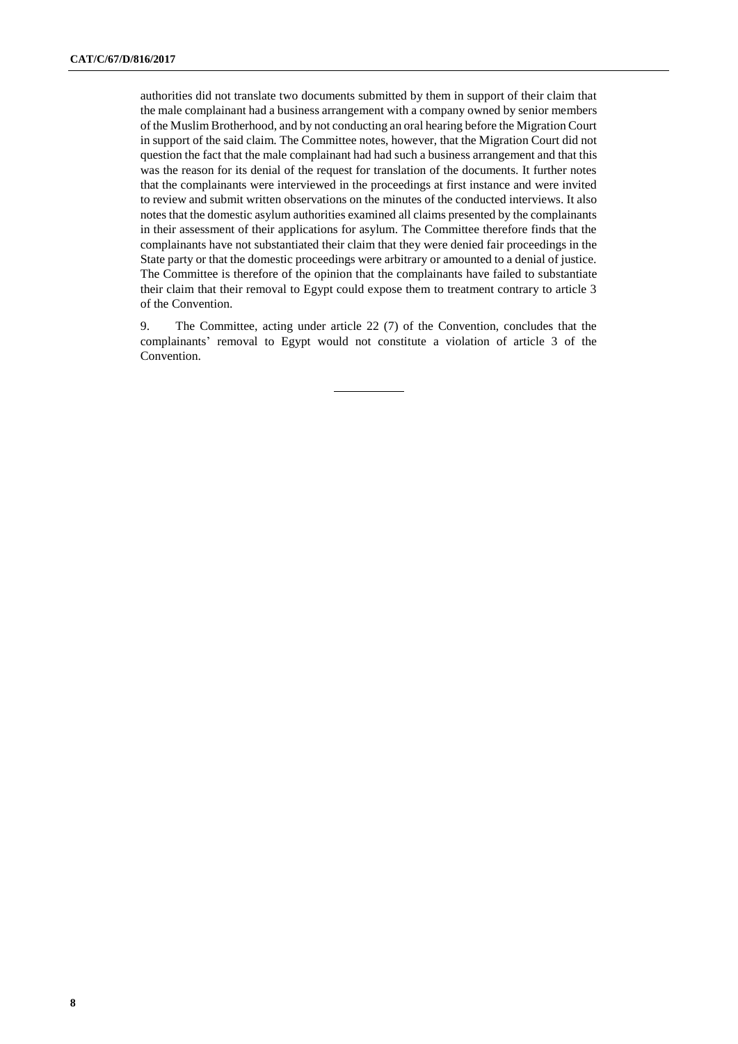authorities did not translate two documents submitted by them in support of their claim that the male complainant had a business arrangement with a company owned by senior members of the Muslim Brotherhood, and by not conducting an oral hearing before the Migration Court in support of the said claim. The Committee notes, however, that the Migration Court did not question the fact that the male complainant had had such a business arrangement and that this was the reason for its denial of the request for translation of the documents. It further notes that the complainants were interviewed in the proceedings at first instance and were invited to review and submit written observations on the minutes of the conducted interviews. It also notes that the domestic asylum authorities examined all claims presented by the complainants in their assessment of their applications for asylum. The Committee therefore finds that the complainants have not substantiated their claim that they were denied fair proceedings in the State party or that the domestic proceedings were arbitrary or amounted to a denial of justice. The Committee is therefore of the opinion that the complainants have failed to substantiate their claim that their removal to Egypt could expose them to treatment contrary to article 3 of the Convention.

9. The Committee, acting under article 22 (7) of the Convention, concludes that the complainants' removal to Egypt would not constitute a violation of article 3 of the Convention.